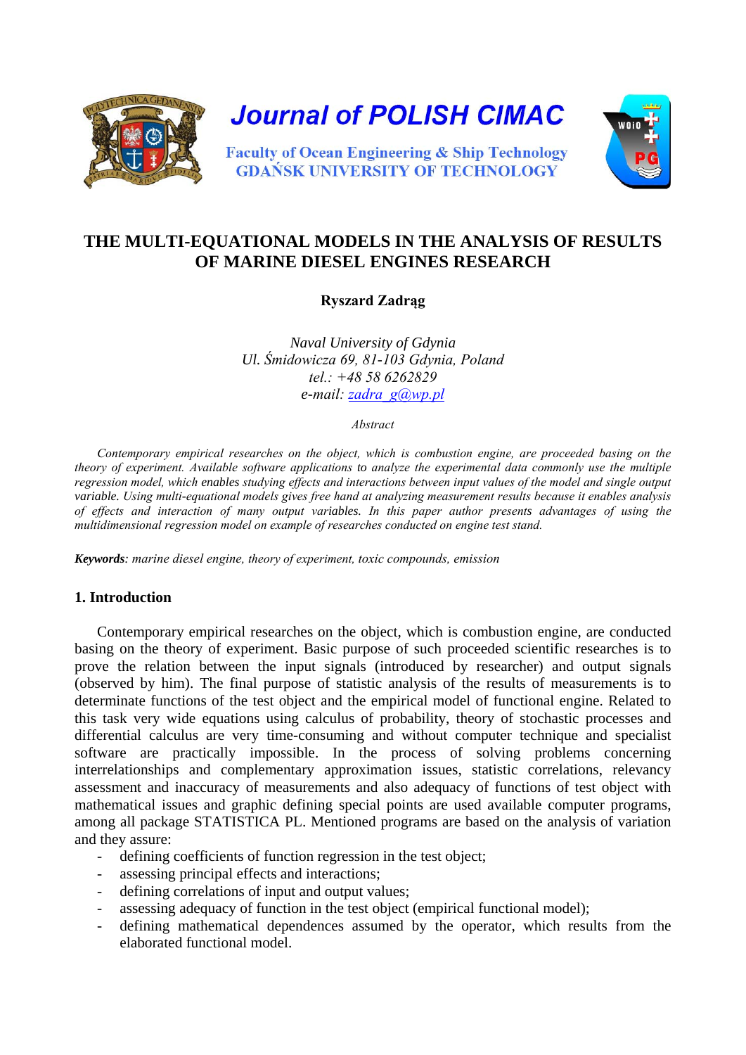Journal of POLISH CIMAC

Faculty of Ocean Engineering & Ship Technology
GDAŃSK UNIVERSITY OF TECHNOLOGY

# THE MULTI-EQUATIONAL MODELS IN THE ANALYSIS OF RESULTS OF MARINE DIESEL ENGINES RESEARCH

**Ryszard Zadrąg**

*Naval University of Gdynia*
*Ul. Śmidowicza 69, 81-103 Gdynia, Poland*
*tel.: +48 58 6262829*
*e-mail: zadra_g@wp.pl*

*Abstract*

*Contemporary empirical researches on the object, which is combustion engine, are proceeded basing on the theory of experiment. Available software applications to analyze the experimental data commonly use the multiple regression model, which enables studying effects and interactions between input values of the model and single output variable. Using multi-equational models gives free hand at analyzing measurement results because it enables analysis of effects and interaction of many output variables. In this paper author presents advantages of using the multidimensional regression model on example of researches conducted on engine test stand.*

***Keywords****: marine diesel engine, theory of experiment, toxic compounds, emission*

## 1. Introduction

Contemporary empirical researches on the object, which is combustion engine, are conducted basing on the theory of experiment. Basic purpose of such proceeded scientific researches is to prove the relation between the input signals (introduced by researcher) and output signals (observed by him). The final purpose of statistic analysis of the results of measurements is to determinate functions of the test object and the empirical model of functional engine. Related to this task very wide equations using calculus of probability, theory of stochastic processes and differential calculus are very time-consuming and without computer technique and specialist software are practically impossible. In the process of solving problems concerning interrelationships and complementary approximation issues, statistic correlations, relevancy assessment and inaccuracy of measurements and also adequacy of functions of test object with mathematical issues and graphic defining special points are used available computer programs, among all package STATISTICA PL. Mentioned programs are based on the analysis of variation and they assure:

- defining coefficients of function regression in the test object;
- assessing principal effects and interactions;
- defining correlations of input and output values;
- assessing adequacy of function in the test object (empirical functional model);
- defining mathematical dependences assumed by the operator, which results from the elaborated functional model.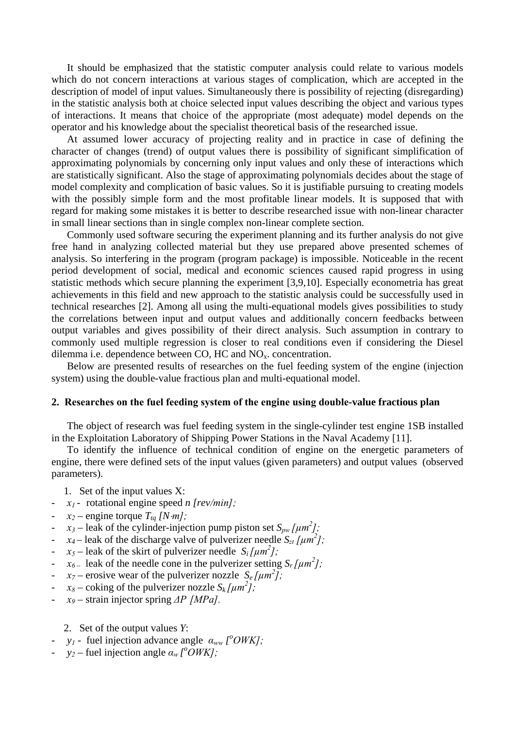It should be emphasized that the statistic computer analysis could relate to various models which do not concern interactions at various stages of complication, which are accepted in the description of model of input values. Simultaneously there is possibility of rejecting (disregarding) in the statistic analysis both at choice selected input values describing the object and various types of interactions. It means that choice of the appropriate (most adequate) model depends on the operator and his knowledge about the specialist theoretical basis of the researched issue.

At assumed lower accuracy of projecting reality and in practice in case of defining the character of changes (trend) of output values there is possibility of significant simplification of approximating polynomials by concerning only input values and only these of interactions which are statistically significant. Also the stage of approximating polynomials decides about the stage of model complexity and complication of basic values. So it is justifiable pursuing to creating models with the possibly simple form and the most profitable linear models. It is supposed that with regard for making some mistakes it is better to describe researched issue with non-linear character in small linear sections than in single complex non-linear complete section.

Commonly used software securing the experiment planning and its further analysis do not give free hand in analyzing collected material but they use prepared above presented schemes of analysis. So interfering in the program (program package) is impossible. Noticeable in the recent period development of social, medical and economic sciences caused rapid progress in using statistic methods which secure planning the experiment [3,9,10]. Especially econometria has great achievements in this field and new approach to the statistic analysis could be successfully used in technical researches [2]. Among all using the multi-equational models gives possibilities to study the correlations between input and output values and additionally concern feedbacks between output variables and gives possibility of their direct analysis. Such assumption in contrary to commonly used multiple regression is closer to real conditions even if considering the Diesel dilemma i.e. dependence between CO, HC and $NO_x$. concentration.

Below are presented results of researches on the fuel feeding system of the engine (injection system) using the double-value fractious plan and multi-equational model.

## 2. Researches on the fuel feeding system of the engine using double-value fractious plan

The object of research was fuel feeding system in the single-cylinder test engine 1SB installed in the Exploitation Laboratory of Shipping Power Stations in the Naval Academy [11].

To identify the influence of technical condition of engine on the energetic parameters of engine, there were defined sets of the input values (given parameters) and output values (observed parameters).

1. Set of the input values X:

- $x_1$ - rotational engine speed *n [rev/min]*;
- $x_2$ – engine torque $T_{tq}$ *[N·m]*;
- $x_3$ – leak of the cylinder-injection pump piston set $S_{pw}$ $[\mu m^2]$;
- $x_4$ – leak of the discharge valve of pulverizer needle $S_{zt}$ $[\mu m^2]$;
- $x_5$ – leak of the skirt of pulverizer needle $S_i$ $[\mu m^2]$;
- $x_6$ – leak of the needle cone in the pulverizer setting $S_r$ $[\mu m^2]$;
- $x_7$ – erosive wear of the pulverizer nozzle $S_e$ $[\mu m^2]$;
- $x_8$ – coking of the pulverizer nozzle $S_k$ $[\mu m^2]$;
- $x_9$ – strain injector spring $\Delta P$ *[MPa]*.

2. Set of the output values *Y*:

- $y_1$ - fuel injection advance angle $\alpha_{ww}$ $[^oOWK]$;
- $y_2$ – fuel injection angle $\alpha_w$ $[^oOWK]$;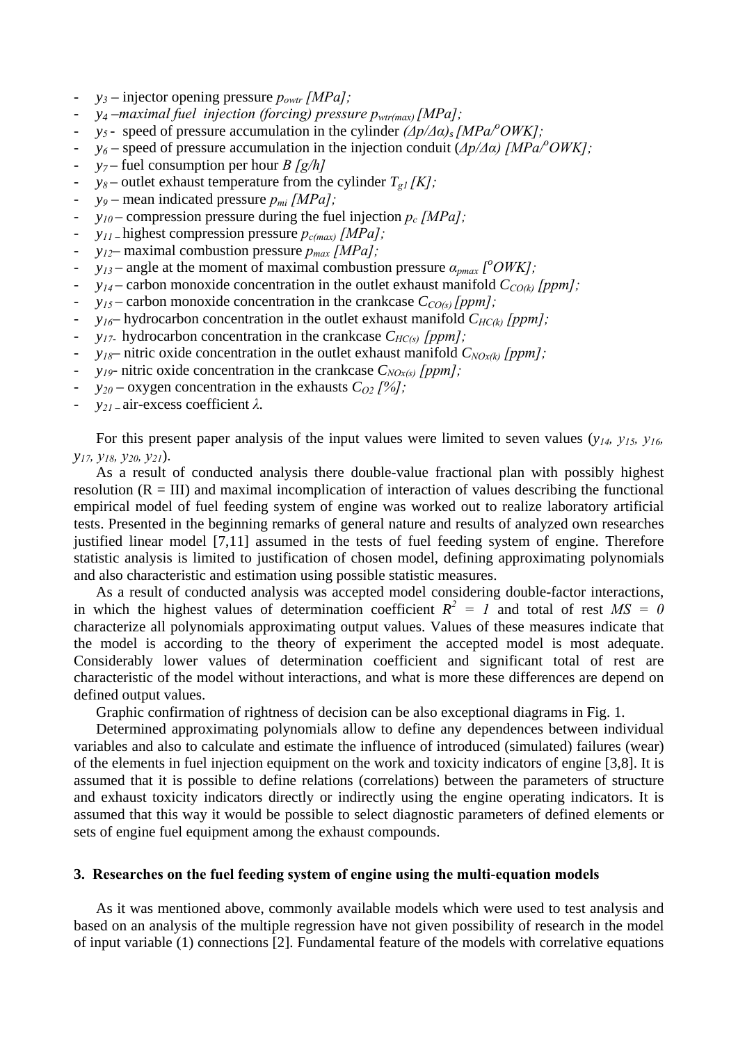- $y_3$ – injector opening pressure $p_{owtr}$ *[MPa];*
- $y_4$ –*maximal fuel injection (forcing) pressure* $p_{wtr(max)}$ *[MPa];*
- $y_5$ - speed of pressure accumulation in the cylinder $(\Delta p/\Delta\alpha)_s$ *[MPa/°OWK];*
- $y_6$ – speed of pressure accumulation in the injection conduit $(\Delta p/\Delta\alpha)$ *[MPa/°OWK];*
- $y_7$ – fuel consumption per hour *B [g/h]*
- $y_8$ – outlet exhaust temperature from the cylinder $T_{g1}$ *[K];*
- $y_9$ – mean indicated pressure $p_{mi}$ *[MPa];*
- $y_{10}$ – compression pressure during the fuel injection $p_c$ *[MPa];*
- $y_{11}$ – highest compression pressure $p_{c(max)}$ *[MPa];*
- $y_{12}$– maximal combustion pressure $p_{max}$ *[MPa];*
- $y_{13}$ – angle at the moment of maximal combustion pressure $\alpha_{pmax}$ *[°OWK];*
- $y_{14}$ – carbon monoxide concentration in the outlet exhaust manifold $C_{CO(k)}$ *[ppm];*
- $y_{15}$ – carbon monoxide concentration in the crankcase $C_{CO(s)}$ *[ppm];*
- $y_{16}$– hydrocarbon concentration in the outlet exhaust manifold $C_{HC(k)}$ *[ppm];*
- $y_{17}$- hydrocarbon concentration in the crankcase $C_{HC(s)}$ *[ppm];*
- $y_{18}$– nitric oxide concentration in the outlet exhaust manifold $C_{NOx(k)}$ *[ppm];*
- $y_{19}$- nitric oxide concentration in the crankcase $C_{NOx(s)}$ *[ppm];*
- $y_{20}$ – oxygen concentration in the exhausts $C_{O2}$ *[%];*
- $y_{21}$ – air-excess coefficient $\lambda$.

For this present paper analysis of the input values were limited to seven values ($y_{14}$, $y_{15}$, $y_{16}$, $y_{17}$, $y_{18}$, $y_{20}$, $y_{21}$).

As a result of conducted analysis there double-value fractional plan with possibly highest resolution (R = III) and maximal incomplication of interaction of values describing the functional empirical model of fuel feeding system of engine was worked out to realize laboratory artificial tests. Presented in the beginning remarks of general nature and results of analyzed own researches justified linear model [7,11] assumed in the tests of fuel feeding system of engine. Therefore statistic analysis is limited to justification of chosen model, defining approximating polynomials and also characteristic and estimation using possible statistic measures.

As a result of conducted analysis was accepted model considering double-factor interactions, in which the highest values of determination coefficient $R^2 = 1$ and total of rest $MS = 0$ characterize all polynomials approximating output values. Values of these measures indicate that the model is according to the theory of experiment the accepted model is most adequate. Considerably lower values of determination coefficient and significant total of rest are characteristic of the model without interactions, and what is more these differences are depend on defined output values.

Graphic confirmation of rightness of decision can be also exceptional diagrams in Fig. 1.

Determined approximating polynomials allow to define any dependences between individual variables and also to calculate and estimate the influence of introduced (simulated) failures (wear) of the elements in fuel injection equipment on the work and toxicity indicators of engine [3,8]. It is assumed that it is possible to define relations (correlations) between the parameters of structure and exhaust toxicity indicators directly or indirectly using the engine operating indicators. It is assumed that this way it would be possible to select diagnostic parameters of defined elements or sets of engine fuel equipment among the exhaust compounds.

### 3. Researches on the fuel feeding system of engine using the multi-equation models

As it was mentioned above, commonly available models which were used to test analysis and based on an analysis of the multiple regression have not given possibility of research in the model of input variable (1) connections [2]. Fundamental feature of the models with correlative equations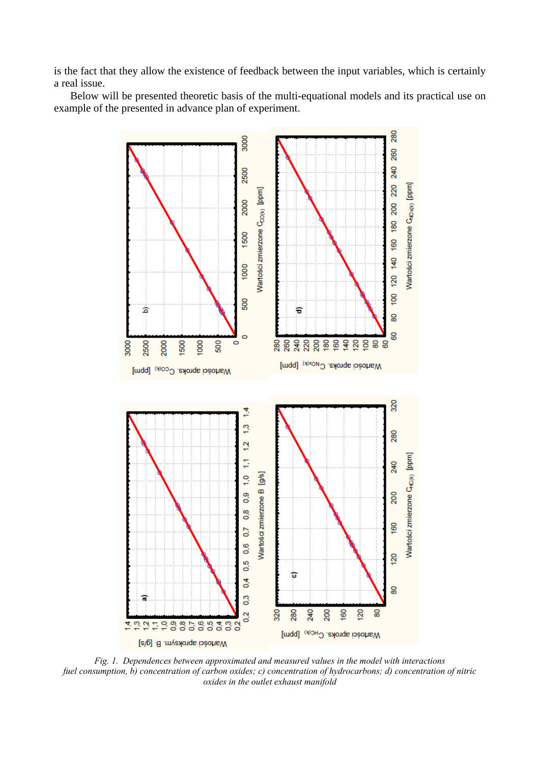is the fact that they allow the existence of feedback between the input variables, which is certainly a real issue.

Below will be presented theoretic basis of the multi-equational models and its practical use on example of the presented in advance plan of experiment.

*Fig. 1. Dependences between approximated and measured values in the model with interactions fuel consumption, b) concentration of carbon oxides; c) concentration of hydrocarbons; d) concentration of nitric oxides in the outlet exhaust manifold*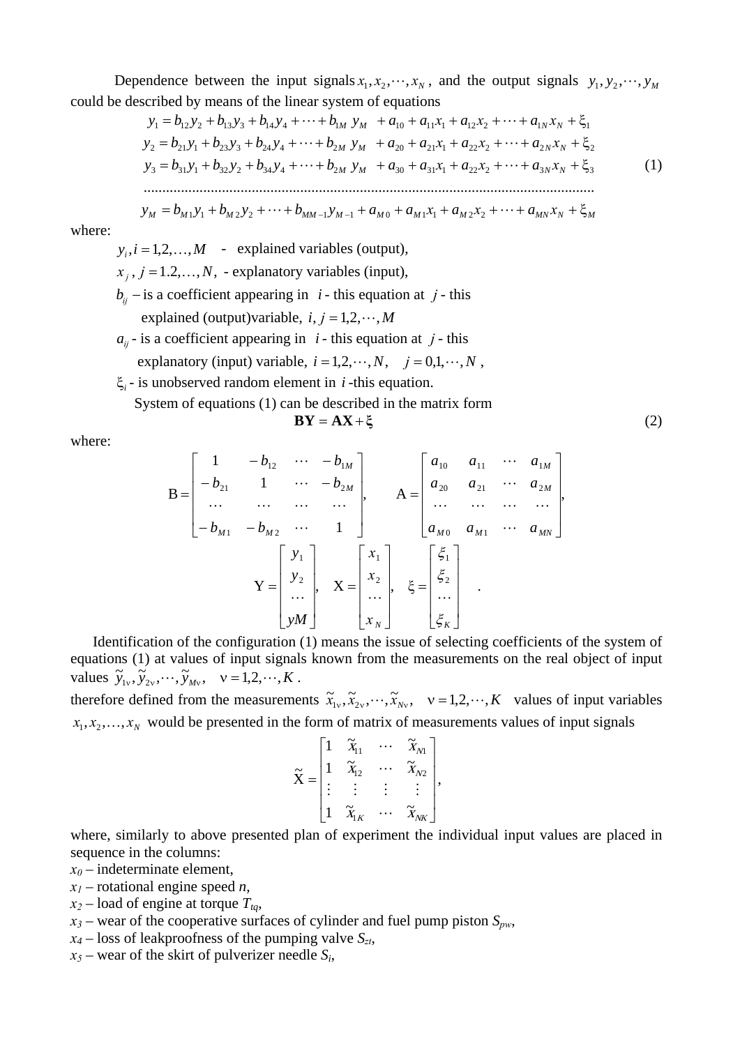Dependence between the input signals $x_1, x_2, \cdots, x_N$, and the output signals $y_1, y_2, \cdots, y_M$ could be described by means of the linear system of equations

$$
\begin{aligned}
y_1 &= b_{12}y_2 + b_{13}y_3 + b_{14}y_4 + \cdots + b_{1M}\, y_M \;\; + a_{10} + a_{11}x_1 + a_{12}x_2 + \cdots + a_{1N}x_N + \xi_1 \\
y_2 &= b_{21}y_1 + b_{23}y_3 + b_{24}y_4 + \cdots + b_{2M}\, y_M \;\; + a_{20} + a_{21}x_1 + a_{22}x_2 + \cdots + a_{2N}x_N + \xi_2 \\
y_3 &= b_{31}y_1 + b_{32}y_2 + b_{34}y_4 + \cdots + b_{2M}\, y_M \;\; + a_{30} + a_{31}x_1 + a_{22}x_2 + \cdots + a_{3N}x_N + \xi_3 \\
&\cdots\cdots\cdots\cdots\cdots\cdots\cdots\cdots\cdots\cdots\cdots\cdots\cdots\cdots\cdots\cdots\cdots\cdots \\
y_M &= b_{M1}y_1 + b_{M2}y_2 + \cdots + b_{MM-1}y_{M-1} + a_{M0} + a_{M1}x_1 + a_{M2}x_2 + \cdots + a_{MN}x_N + \xi_M
\end{aligned}
\tag{1}
$$

where:

$y_i, i = 1,2,\ldots,M$ - explained variables (output),

$x_j, j = 1.2,\ldots,N,$ - explanatory variables (input),

$b_{ij}$ – is a coefficient appearing in $i$ - this equation at $j$ - this explained (output)variable, $i, j = 1,2,\cdots,M$

$a_{ij}$ - is a coefficient appearing in $i$ - this equation at $j$ - this explanatory (input) variable, $i = 1,2,\cdots,N, \quad j = 0,1,\cdots,N$,

$\xi_i$ - is unobserved random element in $i$ -this equation.

System of equations (1) can be described in the matrix form

$$
\mathbf{BY} = \mathbf{AX} + \boldsymbol{\xi} \tag{2}
$$

where:

$$
\mathrm{B} = \begin{bmatrix} 1 & -b_{12} & \cdots & -b_{1M} \\ -b_{21} & 1 & \cdots & -b_{2M} \\ \cdots & \cdots & \cdots & \cdots \\ -b_{M1} & -b_{M2} & \cdots & 1 \end{bmatrix}, \qquad \mathrm{A} = \begin{bmatrix} a_{10} & a_{11} & \cdots & a_{1M} \\ a_{20} & a_{21} & \cdots & a_{2M} \\ \cdots & \cdots & \cdots & \cdots \\ a_{M0} & a_{M1} & \cdots & a_{MN} \end{bmatrix},
$$

$$
\mathrm{Y} = \begin{bmatrix} y_1 \\ y_2 \\ \cdots \\ yM \end{bmatrix}, \quad \mathrm{X} = \begin{bmatrix} x_1 \\ x_2 \\ \cdots \\ x_N \end{bmatrix}, \quad \xi = \begin{bmatrix} \xi_1 \\ \xi_2 \\ \cdots \\ \xi_K \end{bmatrix} .
$$

Identification of the configuration (1) means the issue of selecting coefficients of the system of equations (1) at values of input signals known from the measurements on the real object of input values $\tilde{y}_{1\nu}, \tilde{y}_{2\nu}, \cdots, \tilde{y}_{M\nu}, \quad \nu = 1,2,\cdots,K$.

therefore defined from the measurements $\tilde{x}_{1\nu}, \tilde{x}_{2\nu}, \cdots, \tilde{x}_{N\nu}, \quad \nu = 1,2,\cdots,K$ values of input variables $x_1, x_2, \ldots, x_N$ would be presented in the form of matrix of measurements values of input signals

$$
\tilde{\mathrm{X}} = \begin{bmatrix} 1 & \tilde{x}_{11} & \cdots & \tilde{x}_{N1} \\ 1 & \tilde{x}_{12} & \cdots & \tilde{x}_{N2} \\ \vdots & \vdots & \vdots & \vdots \\ 1 & \tilde{x}_{1K} & \cdots & \tilde{x}_{NK} \end{bmatrix},
$$

where, similarly to above presented plan of experiment the individual input values are placed in sequence in the columns:

$x_0$ – indeterminate element,

$x_1$ – rotational engine speed $n$,

$x_2$ – load of engine at torque $T_{tq}$,

$x_3$ – wear of the cooperative surfaces of cylinder and fuel pump piston $S_{pw}$,

$x_4$ – loss of leakproofness of the pumping valve $S_{zt}$,

$x_5$ – wear of the skirt of pulverizer needle $S_i$,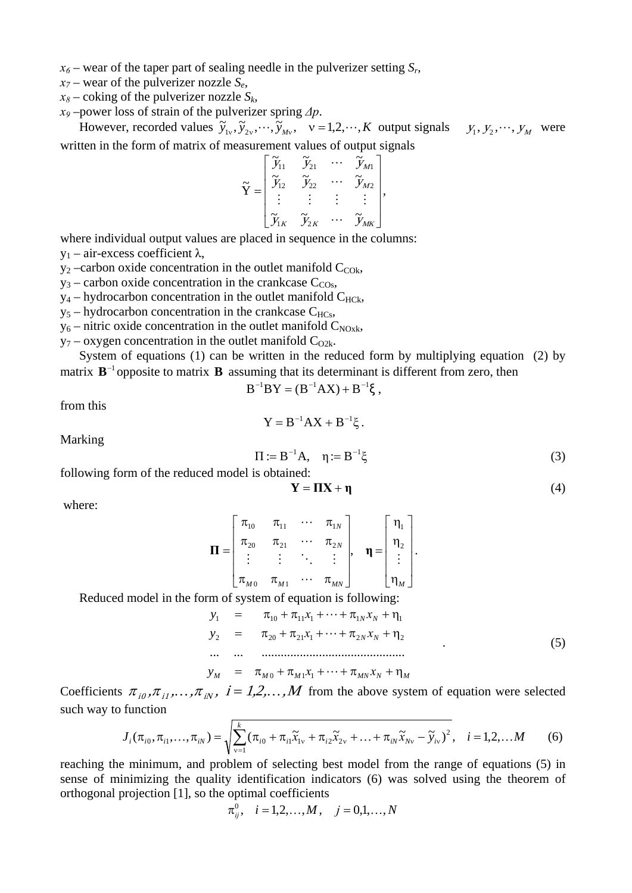$x_6$ – wear of the taper part of sealing needle in the pulverizer setting $S_r$,
$x_7$ – wear of the pulverizer nozzle $S_e$,
$x_8$ – coking of the pulverizer nozzle $S_k$,
$x_9$ –power loss of strain of the pulverizer spring $\Delta p$.

However, recorded values $\tilde{y}_{1\nu}, \tilde{y}_{2\nu}, \cdots, \tilde{y}_{M\nu}, \quad \nu = 1,2,\cdots,K$ output signals $y_1, y_2, \cdots, y_M$ were written in the form of matrix of measurement values of output signals

$$\tilde{\mathrm{Y}} = \begin{bmatrix} \tilde{y}_{11} & \tilde{y}_{21} & \cdots & \tilde{y}_{M1} \\ \tilde{y}_{12} & \tilde{y}_{22} & \cdots & \tilde{y}_{M2} \\ \vdots & \vdots & \vdots & \vdots \\ \tilde{y}_{1K} & \tilde{y}_{2K} & \cdots & \tilde{y}_{MK} \end{bmatrix},$$

where individual output values are placed in sequence in the columns:
$y_1$ – air-excess coefficient $\lambda$,
$y_2$ –carbon oxide concentration in the outlet manifold $C_{COk}$,
$y_3$ – carbon oxide concentration in the crankcase $C_{COs}$,
$y_4$ – hydrocarbon concentration in the outlet manifold $C_{HCk}$,
$y_5$ – hydrocarbon concentration in the crankcase $C_{HCs}$,
$y_6$ – nitric oxide concentration in the outlet manifold $C_{NOxk}$,
$y_7$ – oxygen concentration in the outlet manifold $C_{O2k}$.

System of equations (1) can be written in the reduced form by multiplying equation (2) by matrix $\mathbf{B}^{-1}$ opposite to matrix $\mathbf{B}$ assuming that its determinant is different from zero, then

$$\mathrm{B}^{-1}\mathrm{BY} = (\mathrm{B}^{-1}\mathrm{AX}) + \mathrm{B}^{-1}\xi,$$

from this

$$\mathrm{Y} = \mathrm{B}^{-1}\mathrm{AX} + \mathrm{B}^{-1}\xi.$$

Marking

$$\Pi := \mathrm{B}^{-1}\mathrm{A}, \quad \eta := \mathrm{B}^{-1}\xi \tag{3}$$

following form of the reduced model is obtained:

$$\mathbf{Y} = \mathbf{\Pi X} + \boldsymbol{\eta} \tag{4}$$

where:

$$\mathbf{\Pi} = \begin{bmatrix} \pi_{10} & \pi_{11} & \cdots & \pi_{1N} \\ \pi_{20} & \pi_{21} & \cdots & \pi_{2N} \\ \vdots & \vdots & \ddots & \vdots \\ \pi_{M0} & \pi_{M1} & \cdots & \pi_{MN} \end{bmatrix}, \quad \boldsymbol{\eta} = \begin{bmatrix} \eta_1 \\ \eta_2 \\ \vdots \\ \eta_M \end{bmatrix}.$$

Reduced model in the form of system of equation is following:

$$\begin{array}{lcl} y_1 & = & \pi_{10} + \pi_{11}x_1 + \cdots + \pi_{1N}x_N + \eta_1 \\ y_2 & = & \pi_{20} + \pi_{21}x_1 + \cdots + \pi_{2N}x_N + \eta_2 \\ \ldots & \ldots & \ldots\ldots\ldots\ldots\ldots\ldots\ldots\ldots\ldots\ldots \\ y_M & = & \pi_{M0} + \pi_{M1}x_1 + \cdots + \pi_{MN}x_N + \eta_M \end{array} \tag{5}$$

Coefficients $\pi_{i0}, \pi_{i1}, \ldots, \pi_{iN}, \; i = 1,2,\ldots,M$ from the above system of equation were selected such way to function

$$J_i(\pi_{i0}, \pi_{i1}, \ldots, \pi_{iN}) = \sqrt{\sum_{\nu=1}^{k} (\pi_{i0} + \pi_{i1}\tilde{x}_{1\nu} + \pi_{i2}\tilde{x}_{2\nu} + \ldots + \pi_{iN}\tilde{x}_{N\nu} - \tilde{y}_{i\nu})^2}, \quad i = 1,2,\ldots M \tag{6}$$

reaching the minimum, and problem of selecting best model from the range of equations (5) in sense of minimizing the quality identification indicators (6) was solved using the theorem of orthogonal projection [1], so the optimal coefficients

$$\pi_{ij}^0, \quad i = 1,2,\ldots,M, \quad j = 0,1,\ldots,N$$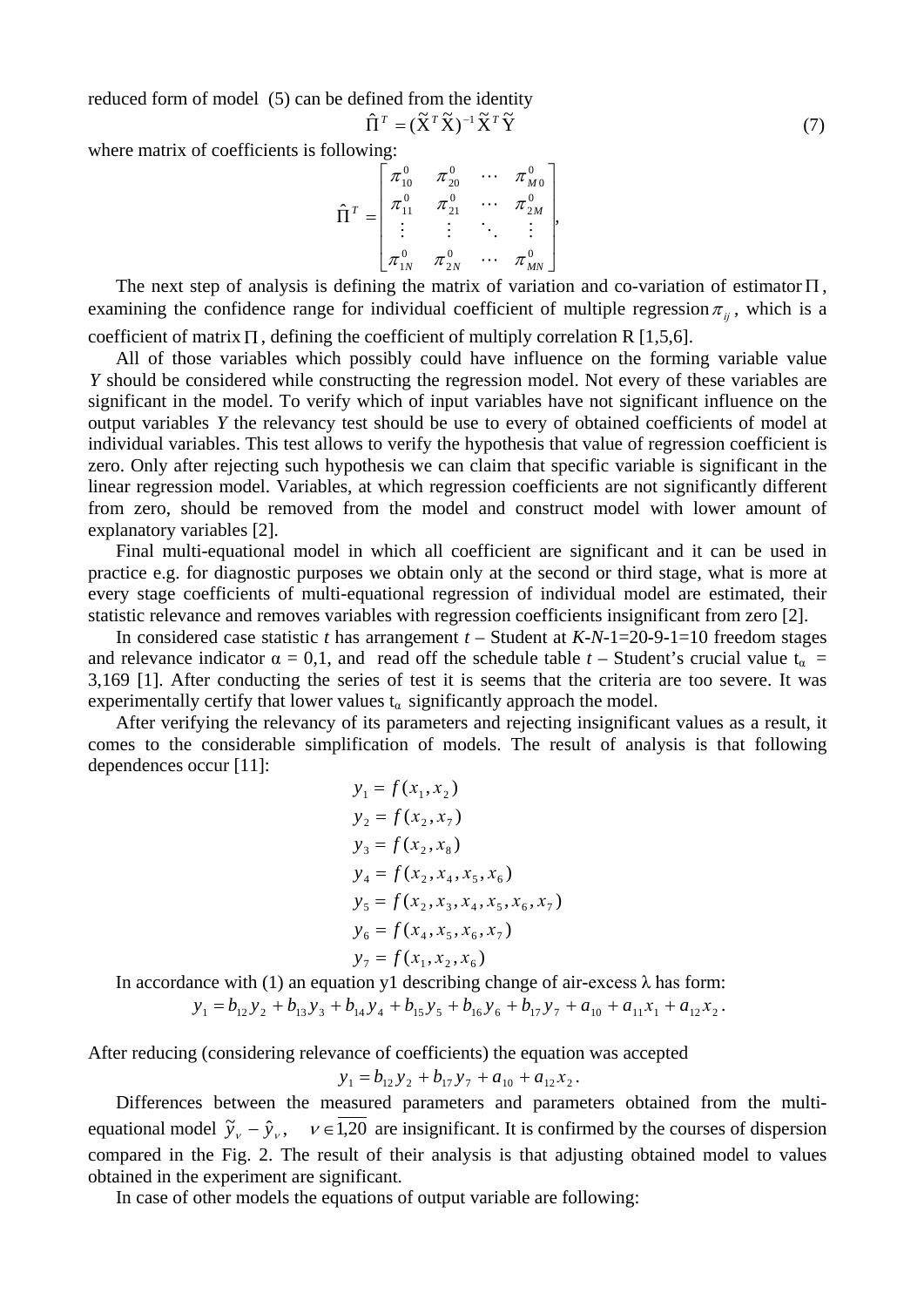reduced form of model (5) can be defined from the identity

$$\hat{\Pi}^T = (\tilde{X}^T \tilde{X})^{-1} \tilde{X}^T \tilde{Y} \tag{7}$$

where matrix of coefficients is following:

$$\hat{\Pi}^T = \begin{bmatrix} \pi_{10}^0 & \pi_{20}^0 & \cdots & \pi_{M0}^0 \\ \pi_{11}^0 & \pi_{21}^0 & \cdots & \pi_{2M}^0 \\ \vdots & \vdots & \ddots & \vdots \\ \pi_{1N}^0 & \pi_{2N}^0 & \cdots & \pi_{MN}^0 \end{bmatrix},$$

The next step of analysis is defining the matrix of variation and co-variation of estimator $\Pi$, examining the confidence range for individual coefficient of multiple regression $\pi_{ij}$, which is a coefficient of matrix $\Pi$, defining the coefficient of multiply correlation R [1,5,6].

All of those variables which possibly could have influence on the forming variable value *Y* should be considered while constructing the regression model. Not every of these variables are significant in the model. To verify which of input variables have not significant influence on the output variables *Y* the relevancy test should be use to every of obtained coefficients of model at individual variables. This test allows to verify the hypothesis that value of regression coefficient is zero. Only after rejecting such hypothesis we can claim that specific variable is significant in the linear regression model. Variables, at which regression coefficients are not significantly different from zero, should be removed from the model and construct model with lower amount of explanatory variables [2].

Final multi-equational model in which all coefficient are significant and it can be used in practice e.g. for diagnostic purposes we obtain only at the second or third stage, what is more at every stage coefficients of multi-equational regression of individual model are estimated, their statistic relevance and removes variables with regression coefficients insignificant from zero [2].

In considered case statistic *t* has arrangement *t* – Student at *K*-*N*-1=20-9-1=10 freedom stages and relevance indicator α = 0,1, and read off the schedule table *t* – Student's crucial value $t_\alpha$ = 3,169 [1]. After conducting the series of test it is seems that the criteria are too severe. It was experimentally certify that lower values $t_\alpha$ significantly approach the model.

After verifying the relevancy of its parameters and rejecting insignificant values as a result, it comes to the considerable simplification of models. The result of analysis is that following dependences occur [11]:

$$y_1 = f(x_1, x_2)$$
$$y_2 = f(x_2, x_7)$$
$$y_3 = f(x_2, x_8)$$
$$y_4 = f(x_2, x_4, x_5, x_6)$$
$$y_5 = f(x_2, x_3, x_4, x_5, x_6, x_7)$$
$$y_6 = f(x_4, x_5, x_6, x_7)$$
$$y_7 = f(x_1, x_2, x_6)$$

In accordance with (1) an equation y1 describing change of air-excess λ has form:

$$y_1 = b_{12} y_2 + b_{13} y_3 + b_{14} y_4 + b_{15} y_5 + b_{16} y_6 + b_{17} y_7 + a_{10} + a_{11} x_1 + a_{12} x_2 .$$

After reducing (considering relevance of coefficients) the equation was accepted

$$y_1 = b_{12} y_2 + b_{17} y_7 + a_{10} + a_{12} x_2 .$$

Differences between the measured parameters and parameters obtained from the multi-equational model $\tilde{y}_\nu - \hat{y}_\nu, \quad \nu \in \overline{1,20}$ are insignificant. It is confirmed by the courses of dispersion compared in the Fig. 2. The result of their analysis is that adjusting obtained model to values obtained in the experiment are significant.

In case of other models the equations of output variable are following: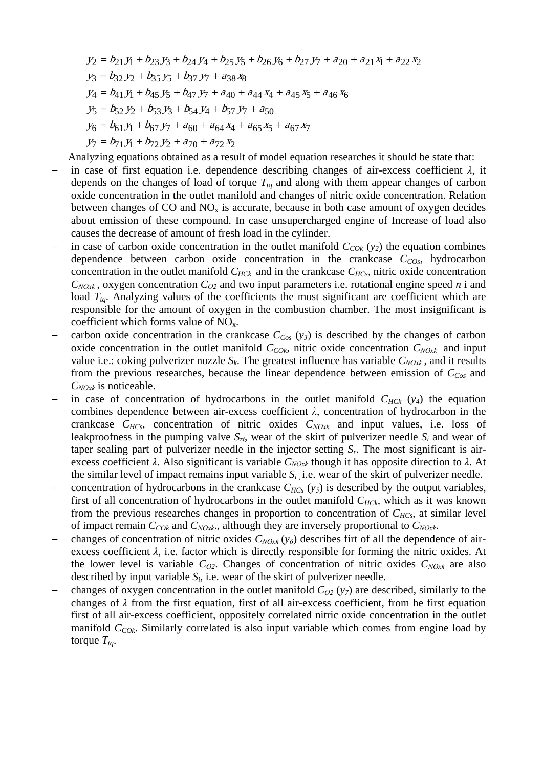$$y_2 = b_{21} y_1 + b_{23} y_3 + b_{24} y_4 + b_{25} y_5 + b_{26} y_6 + b_{27} y_7 + a_{20} + a_{21} x_1 + a_{22} x_2$$

$$y_3 = b_{32} y_2 + b_{35} y_5 + b_{37} y_7 + a_{38} x_8$$

$$y_4 = b_{41} y_1 + b_{45} y_5 + b_{47} y_7 + a_{40} + a_{44} x_4 + a_{45} x_5 + a_{46} x_6$$

$$y_5 = b_{52} y_2 + b_{53} y_3 + b_{54} y_4 + b_{57} y_7 + a_{50}$$

$$y_6 = b_{61} y_1 + b_{67} y_7 + a_{60} + a_{64} x_4 + a_{65} x_5 + a_{67} x_7$$

$$y_7 = b_{71} y_1 + b_{72} y_2 + a_{70} + a_{72} x_2$$

Analyzing equations obtained as a result of model equation researches it should be state that:

- in case of first equation i.e. dependence describing changes of air-excess coefficient $\lambda$, it depends on the changes of load of torque $T_{tq}$ and along with them appear changes of carbon oxide concentration in the outlet manifold and changes of nitric oxide concentration. Relation between changes of CO and $NO_x$ is accurate, because in both case amount of oxygen decides about emission of these compound. In case unsupercharged engine of Increase of load also causes the decrease of amount of fresh load in the cylinder.
- in case of carbon oxide concentration in the outlet manifold $C_{COk}$ ($y_2$) the equation combines dependence between carbon oxide concentration in the crankcase $C_{COs}$, hydrocarbon concentration in the outlet manifold $C_{HCk}$ and in the crankcase $C_{HCs}$, nitric oxide concentration $C_{NOxk}$, oxygen concentration $C_{O2}$ and two input parameters i.e. rotational engine speed $n$ i and load $T_{tq}$. Analyzing values of the coefficients the most significant are coefficient which are responsible for the amount of oxygen in the combustion chamber. The most insignificant is coefficient which forms value of $NO_x$.
- carbon oxide concentration in the crankcase $C_{Cos}$ ($y_3$) is described by the changes of carbon oxide concentration in the outlet manifold $C_{COk}$, nitric oxide concentration $C_{NOxk}$ and input value i.e.: coking pulverizer nozzle $S_k$. The greatest influence has variable $C_{NOxk}$, and it results from the previous researches, because the linear dependence between emission of $C_{Cos}$ and $C_{NOxk}$ is noticeable.
- in case of concentration of hydrocarbons in the outlet manifold $C_{HCk}$ ($y_4$) the equation combines dependence between air-excess coefficient $\lambda$, concentration of hydrocarbon in the crankcase $C_{HCs}$, concentration of nitric oxides $C_{NOxk}$ and input values, i.e. loss of leakproofness in the pumping valve $S_{zt}$, wear of the skirt of pulverizer needle $S_i$ and wear of taper sealing part of pulverizer needle in the injector setting $S_r$. The most significant is air-excess coefficient $\lambda$. Also significant is variable $C_{NOxk}$ though it has opposite direction to $\lambda$. At the similar level of impact remains input variable $S_i$, i.e. wear of the skirt of pulverizer needle.
- concentration of hydrocarbons in the crankcase $C_{HCs}$ ($y_5$) is described by the output variables, first of all concentration of hydrocarbons in the outlet manifold $C_{HCk}$, which as it was known from the previous researches changes in proportion to concentration of $C_{HCs}$, at similar level of impact remain $C_{COk}$ and $C_{NOxk}$., although they are inversely proportional to $C_{NOxk}$.
- changes of concentration of nitric oxides $C_{NOxk}$ ($y_6$) describes firt of all the dependence of air-excess coefficient $\lambda$, i.e. factor which is directly responsible for forming the nitric oxides. At the lower level is variable $C_{O2}$. Changes of concentration of nitric oxides $C_{NOxk}$ are also described by input variable $S_i$, i.e. wear of the skirt of pulverizer needle.
- changes of oxygen concentration in the outlet manifold $C_{O2}$ ($y_7$) are described, similarly to the changes of $\lambda$ from the first equation, first of all air-excess coefficient, from he first equation first of all air-excess coefficient, oppositely correlated nitric oxide concentration in the outlet manifold $C_{COk}$. Similarly correlated is also input variable which comes from engine load by torque $T_{tq}$.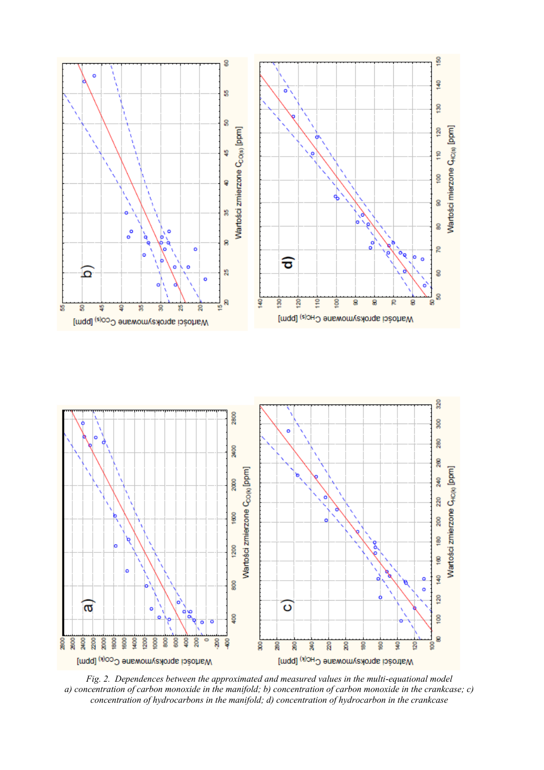*Fig. 2. Dependences between the approximated and measured values in the multi-equational model a) concentration of carbon monoxide in the manifold; b) concentration of carbon monoxide in the crankcase; c) concentration of hydrocarbons in the manifold; d) concentration of hydrocarbon in the crankcase*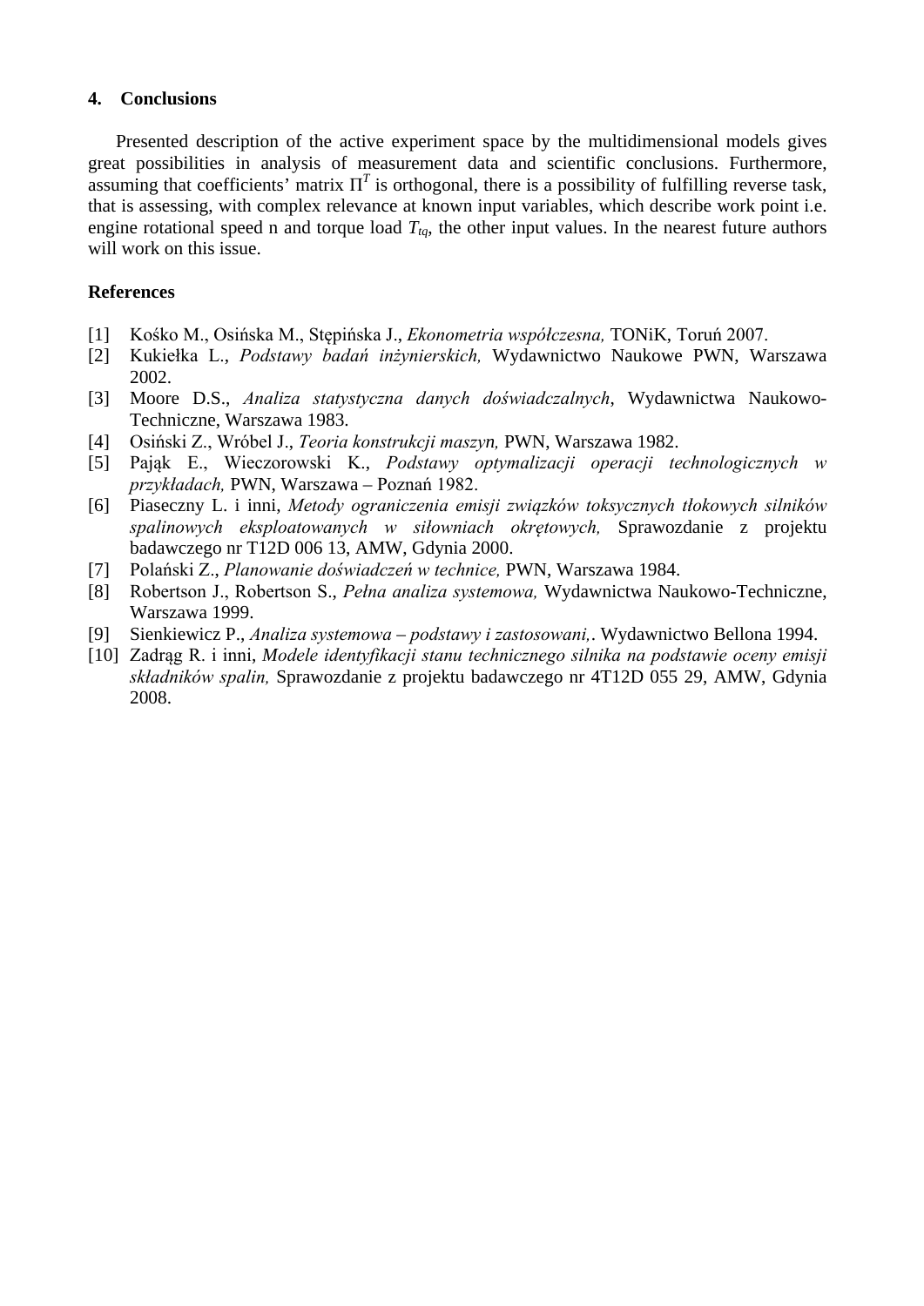## 4. Conclusions

Presented description of the active experiment space by the multidimensional models gives great possibilities in analysis of measurement data and scientific conclusions. Furthermore, assuming that coefficients' matrix $\Pi^T$ is orthogonal, there is a possibility of fulfilling reverse task, that is assessing, with complex relevance at known input variables, which describe work point i.e. engine rotational speed n and torque load $T_{tq}$, the other input values. In the nearest future authors will work on this issue.

## References

[1] Kośko M., Osińska M., Stępińska J., *Ekonometria współczesna,* TONiK, Toruń 2007.

[2] Kukiełka L., *Podstawy badań inżynierskich,* Wydawnictwo Naukowe PWN, Warszawa 2002.

[3] Moore D.S., *Analiza statystyczna danych doświadczalnych*, Wydawnictwa Naukowo-Techniczne, Warszawa 1983.

[4] Osiński Z., Wróbel J., *Teoria konstrukcji maszyn,* PWN, Warszawa 1982.

[5] Pająk E., Wieczorowski K., *Podstawy optymalizacji operacji technologicznych w przykładach,* PWN, Warszawa – Poznań 1982.

[6] Piaseczny L. i inni, *Metody ograniczenia emisji związków toksycznych tłokowych silników spalinowych eksploatowanych w siłowniach okrętowych,* Sprawozdanie z projektu badawczego nr T12D 006 13, AMW, Gdynia 2000.

[7] Polański Z., *Planowanie doświadczeń w technice,* PWN, Warszawa 1984.

[8] Robertson J., Robertson S., *Pełna analiza systemowa,* Wydawnictwa Naukowo-Techniczne, Warszawa 1999.

[9] Sienkiewicz P., *Analiza systemowa – podstawy i zastosowani,*. Wydawnictwo Bellona 1994.

[10] Zadrąg R. i inni, *Modele identyfikacji stanu technicznego silnika na podstawie oceny emisji składników spalin,* Sprawozdanie z projektu badawczego nr 4T12D 055 29, AMW, Gdynia 2008.